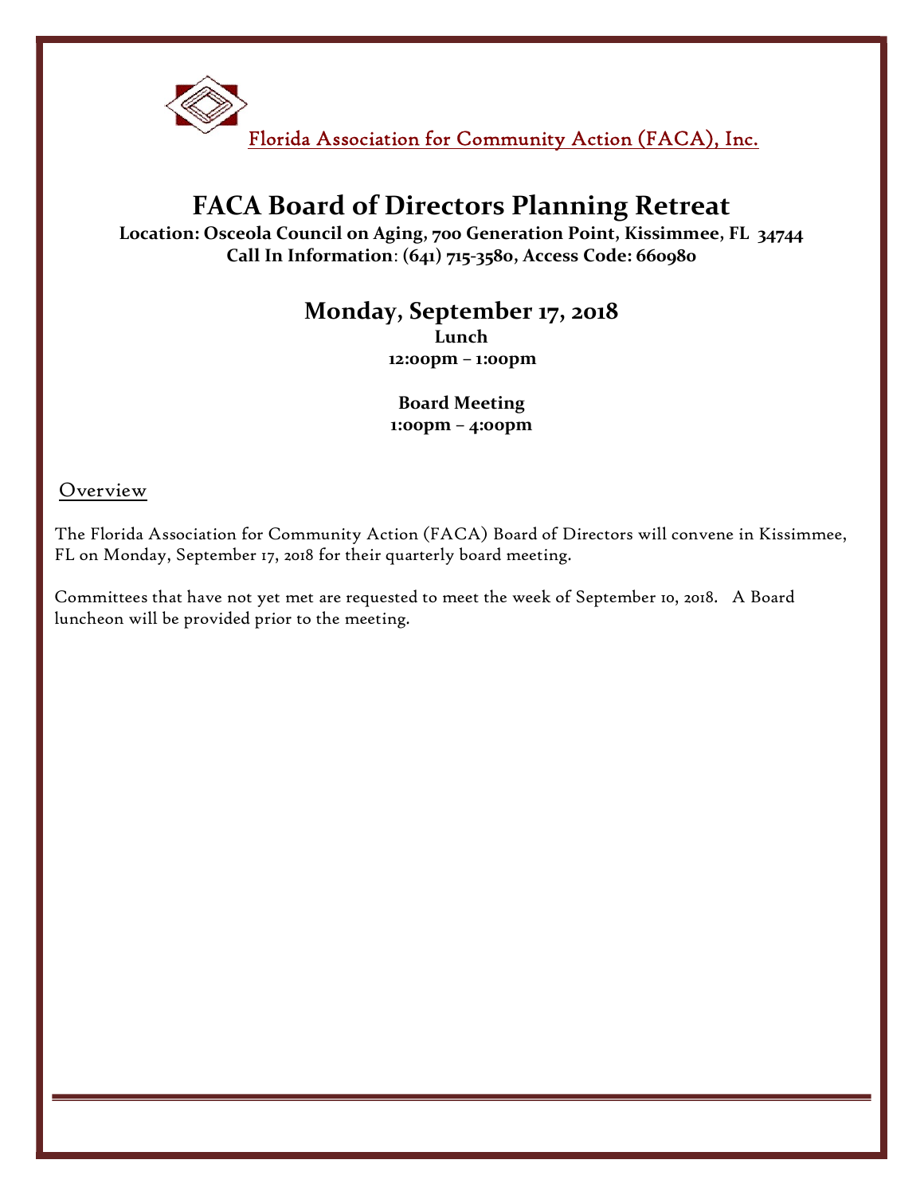Florida Association for Community Action (FACA), Inc.

# FACA Board of Directors Planning Retreat

**Location: Osceola Council on Aging, 700 Generation Point, Kissimmee, FL 34744**
**Call In Information: (641) 715-3580, Access Code: 660980**

## Monday, September 17, 2018

**Lunch**
**12:00pm – 1:00pm**

**Board Meeting**
**1:00pm – 4:00pm**

### Overview

The Florida Association for Community Action (FACA) Board of Directors will convene in Kissimmee, FL on Monday, September 17, 2018 for their quarterly board meeting.

Committees that have not yet met are requested to meet the week of September 10, 2018. A Board luncheon will be provided prior to the meeting.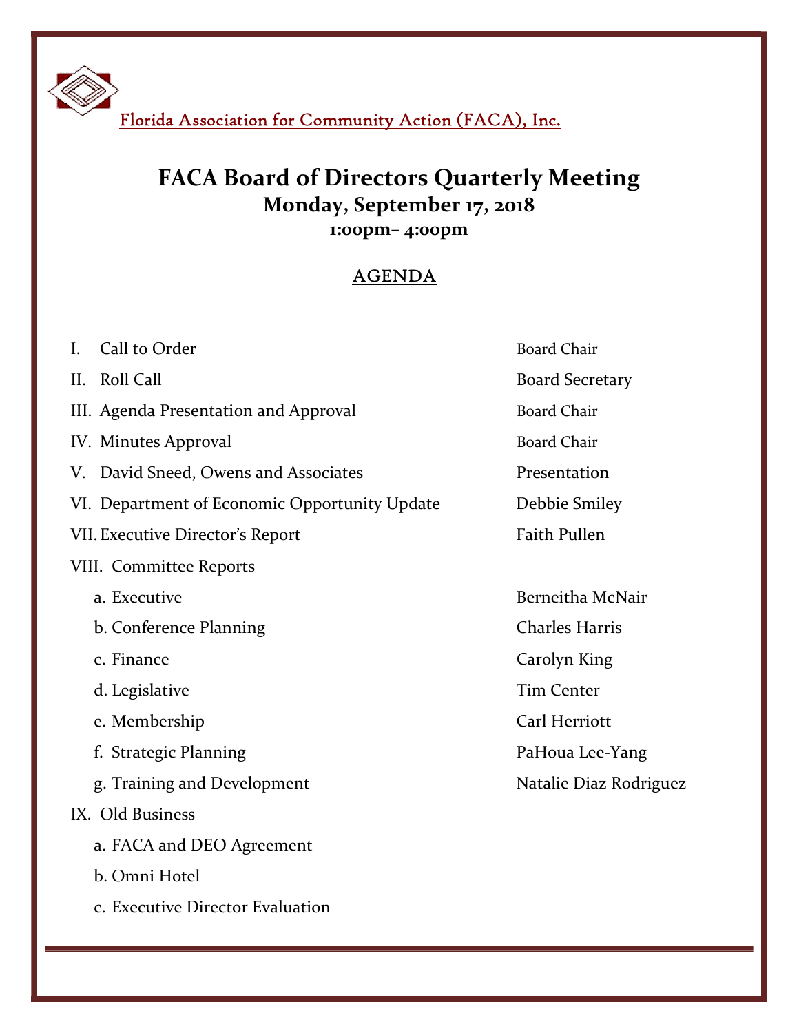Florida Association for Community Action (FACA), Inc.

# FACA Board of Directors Quarterly Meeting

## Monday, September 17, 2018

### 1:00pm– 4:00pm

AGENDA

| | |
|---|---|
| I. Call to Order | Board Chair |
| II. Roll Call | Board Secretary |
| III. Agenda Presentation and Approval | Board Chair |
| IV. Minutes Approval | Board Chair |
| V. David Sneed, Owens and Associates | Presentation |
| VI. Department of Economic Opportunity Update | Debbie Smiley |
| VII. Executive Director's Report | Faith Pullen |
| VIII. Committee Reports | |
| a. Executive | Berneitha McNair |
| b. Conference Planning | Charles Harris |
| c. Finance | Carolyn King |
| d. Legislative | Tim Center |
| e. Membership | Carl Herriott |
| f. Strategic Planning | PaHoua Lee-Yang |
| g. Training and Development | Natalie Diaz Rodriguez |
| IX. Old Business | |
| a. FACA and DEO Agreement | |
| b. Omni Hotel | |
| c. Executive Director Evaluation | |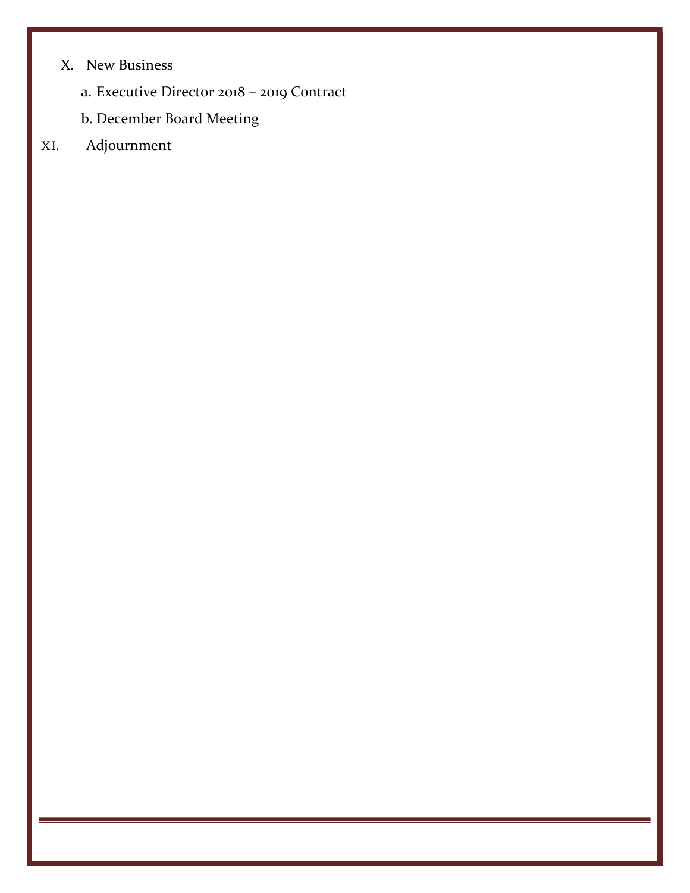X. New Business

   a. Executive Director 2018 – 2019 Contract

   b. December Board Meeting

XI. Adjournment